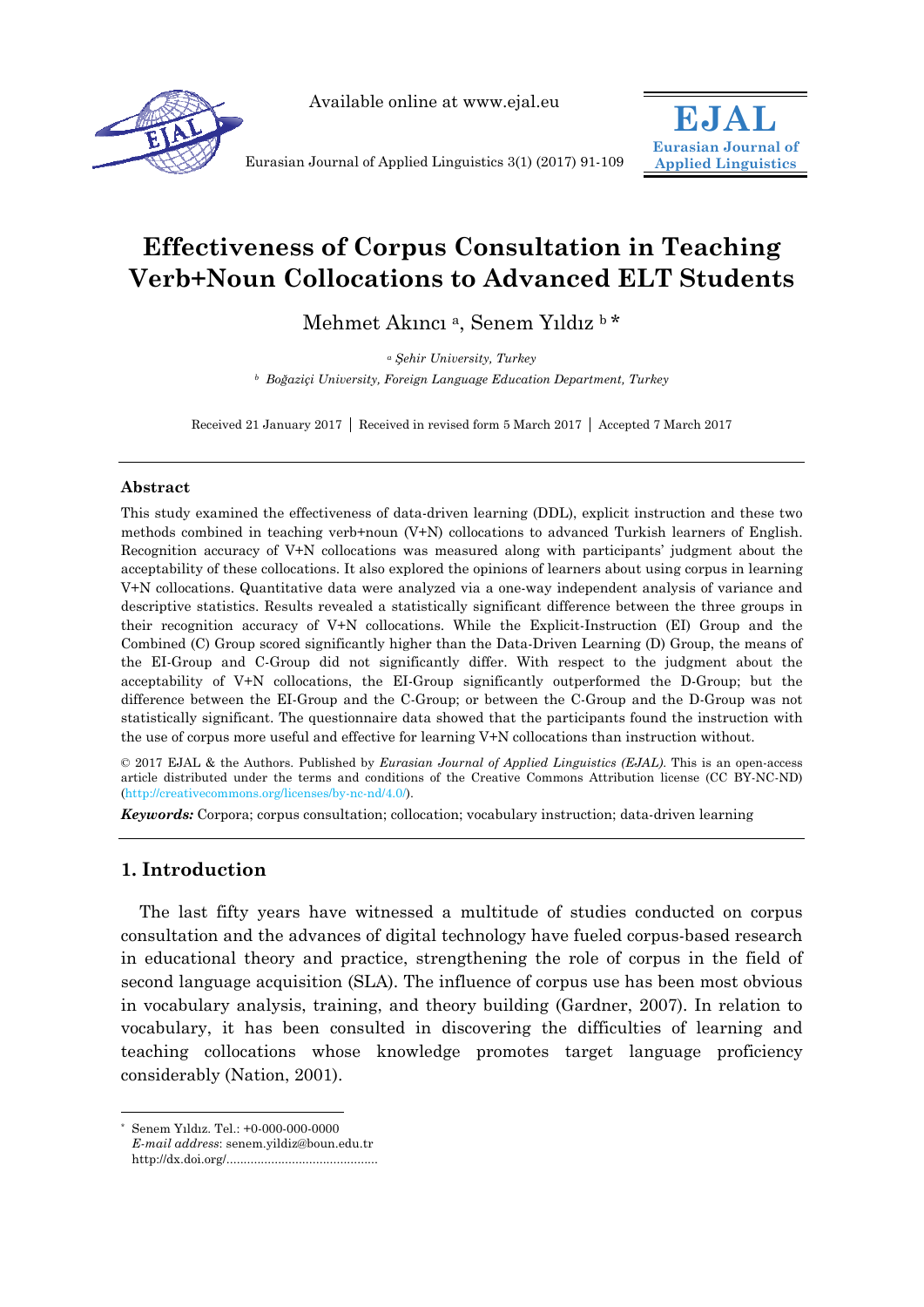Available online at www.ejal.eu

# Effectiveness of Corpus Consultation in Teaching Verb+Noun Collocations to Advanced ELT Students

Mehmet Akıncı [a], Senem Yıldız [b] *

[a] *Şehir University, Turkey*

[b] *Boğaziçi University, Foreign Language Education Department, Turkey*

Received 21 January 2017 | Received in revised form 5 March 2017 | Accepted 7 March 2017

---

### Abstract

This study examined the effectiveness of data-driven learning (DDL), explicit instruction and these two methods combined in teaching verb+noun (V+N) collocations to advanced Turkish learners of English. Recognition accuracy of V+N collocations was measured along with participants' judgment about the acceptability of these collocations. It also explored the opinions of learners about using corpus in learning V+N collocations. Quantitative data were analyzed via a one-way independent analysis of variance and descriptive statistics. Results revealed a statistically significant difference between the three groups in their recognition accuracy of V+N collocations. While the Explicit-Instruction (EI) Group and the Combined (C) Group scored significantly higher than the Data-Driven Learning (D) Group, the means of the EI-Group and C-Group did not significantly differ. With respect to the judgment about the acceptability of V+N collocations, the EI-Group significantly outperformed the D-Group; but the difference between the EI-Group and the C-Group; or between the C-Group and the D-Group was not statistically significant. The questionnaire data showed that the participants found the instruction with the use of corpus more useful and effective for learning V+N collocations than instruction without.

© 2017 EJAL & the Authors. Published by *Eurasian Journal of Applied Linguistics (EJAL)*. This is an open-access article distributed under the terms and conditions of the Creative Commons Attribution license (CC BY-NC-ND) (http://creativecommons.org/licenses/by-nc-nd/4.0/).

***Keywords:*** Corpora; corpus consultation; collocation; vocabulary instruction; data-driven learning

---

## 1. Introduction

The last fifty years have witnessed a multitude of studies conducted on corpus consultation and the advances of digital technology have fueled corpus-based research in educational theory and practice, strengthening the role of corpus in the field of second language acquisition (SLA). The influence of corpus use has been most obvious in vocabulary analysis, training, and theory building (Gardner, 2007). In relation to vocabulary, it has been consulted in discovering the difficulties of learning and teaching collocations whose knowledge promotes target language proficiency considerably (Nation, 2001).

---

\* Senem Yıldız. Tel.: +0-000-000-0000
*E-mail address*: senem.yildiz@boun.edu.tr
http://dx.doi.org/............................................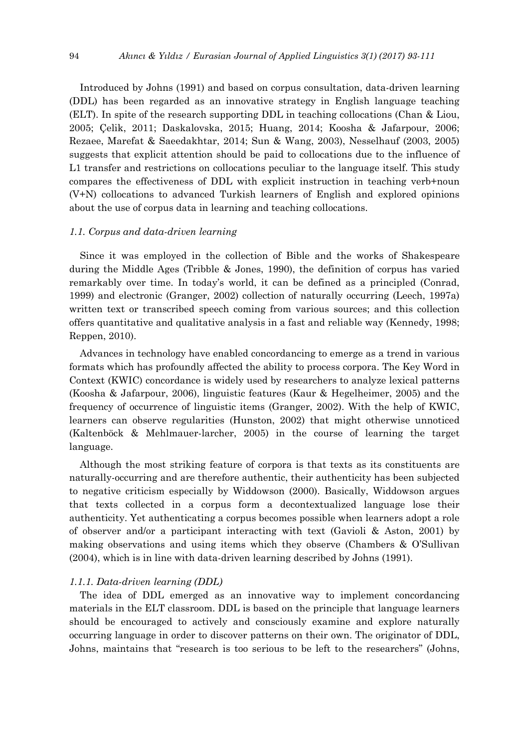Introduced by Johns (1991) and based on corpus consultation, data-driven learning (DDL) has been regarded as an innovative strategy in English language teaching (ELT). In spite of the research supporting DDL in teaching collocations (Chan & Liou, 2005; Çelik, 2011; Daskalovska, 2015; Huang, 2014; Koosha & Jafarpour, 2006; Rezaee, Marefat & Saeedakhtar, 2014; Sun & Wang, 2003), Nesselhauf (2003, 2005) suggests that explicit attention should be paid to collocations due to the influence of L1 transfer and restrictions on collocations peculiar to the language itself. This study compares the effectiveness of DDL with explicit instruction in teaching verb+noun (V+N) collocations to advanced Turkish learners of English and explored opinions about the use of corpus data in learning and teaching collocations.

### *1.1. Corpus and data-driven learning*

Since it was employed in the collection of Bible and the works of Shakespeare during the Middle Ages (Tribble & Jones, 1990), the definition of corpus has varied remarkably over time. In today's world, it can be defined as a principled (Conrad, 1999) and electronic (Granger, 2002) collection of naturally occurring (Leech, 1997a) written text or transcribed speech coming from various sources; and this collection offers quantitative and qualitative analysis in a fast and reliable way (Kennedy, 1998; Reppen, 2010).

Advances in technology have enabled concordancing to emerge as a trend in various formats which has profoundly affected the ability to process corpora. The Key Word in Context (KWIC) concordance is widely used by researchers to analyze lexical patterns (Koosha & Jafarpour, 2006), linguistic features (Kaur & Hegelheimer, 2005) and the frequency of occurrence of linguistic items (Granger, 2002). With the help of KWIC, learners can observe regularities (Hunston, 2002) that might otherwise unnoticed (Kaltenböck & Mehlmauer-larcher, 2005) in the course of learning the target language.

Although the most striking feature of corpora is that texts as its constituents are naturally-occurring and are therefore authentic, their authenticity has been subjected to negative criticism especially by Widdowson (2000). Basically, Widdowson argues that texts collected in a corpus form a decontextualized language lose their authenticity. Yet authenticating a corpus becomes possible when learners adopt a role of observer and/or a participant interacting with text (Gavioli & Aston, 2001) by making observations and using items which they observe (Chambers & O'Sullivan (2004), which is in line with data-driven learning described by Johns (1991).

#### *1.1.1. Data-driven learning (DDL)*

The idea of DDL emerged as an innovative way to implement concordancing materials in the ELT classroom. DDL is based on the principle that language learners should be encouraged to actively and consciously examine and explore naturally occurring language in order to discover patterns on their own. The originator of DDL, Johns, maintains that "research is too serious to be left to the researchers" (Johns,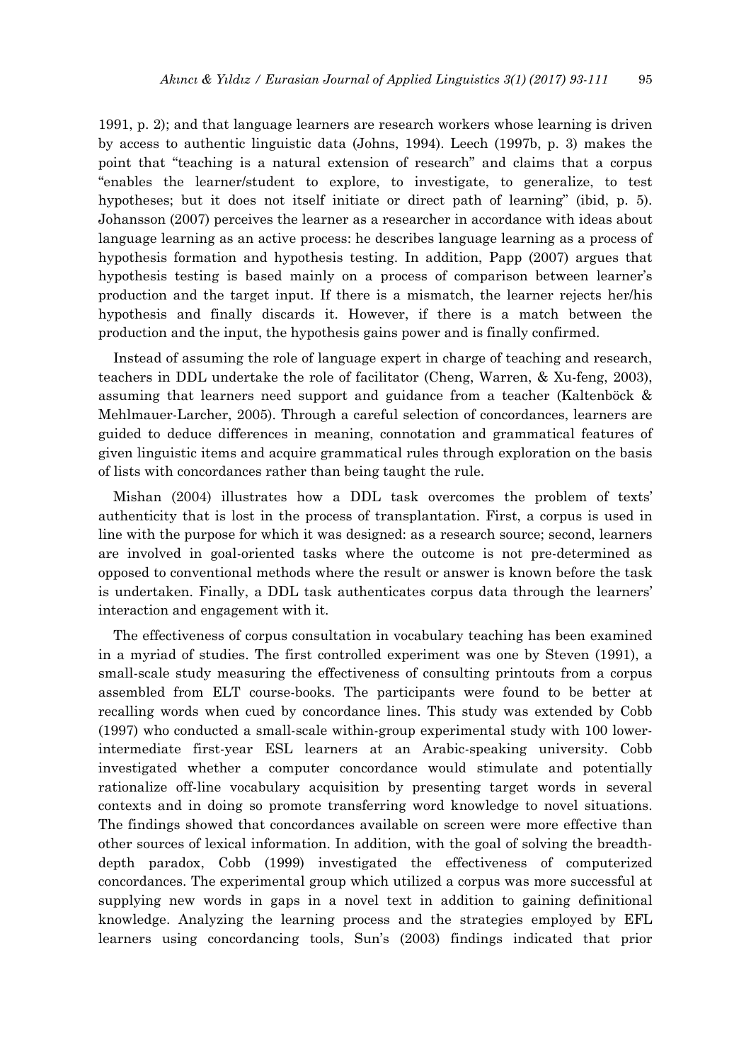1991, p. 2); and that language learners are research workers whose learning is driven by access to authentic linguistic data (Johns, 1994). Leech (1997b, p. 3) makes the point that "teaching is a natural extension of research" and claims that a corpus "enables the learner/student to explore, to investigate, to generalize, to test hypotheses; but it does not itself initiate or direct path of learning" (ibid, p. 5). Johansson (2007) perceives the learner as a researcher in accordance with ideas about language learning as an active process: he describes language learning as a process of hypothesis formation and hypothesis testing. In addition, Papp (2007) argues that hypothesis testing is based mainly on a process of comparison between learner's production and the target input. If there is a mismatch, the learner rejects her/his hypothesis and finally discards it. However, if there is a match between the production and the input, the hypothesis gains power and is finally confirmed.

Instead of assuming the role of language expert in charge of teaching and research, teachers in DDL undertake the role of facilitator (Cheng, Warren, & Xu-feng, 2003), assuming that learners need support and guidance from a teacher (Kaltenböck & Mehlmauer-Larcher, 2005). Through a careful selection of concordances, learners are guided to deduce differences in meaning, connotation and grammatical features of given linguistic items and acquire grammatical rules through exploration on the basis of lists with concordances rather than being taught the rule.

Mishan (2004) illustrates how a DDL task overcomes the problem of texts' authenticity that is lost in the process of transplantation. First, a corpus is used in line with the purpose for which it was designed: as a research source; second, learners are involved in goal-oriented tasks where the outcome is not pre-determined as opposed to conventional methods where the result or answer is known before the task is undertaken. Finally, a DDL task authenticates corpus data through the learners' interaction and engagement with it.

The effectiveness of corpus consultation in vocabulary teaching has been examined in a myriad of studies. The first controlled experiment was one by Steven (1991), a small-scale study measuring the effectiveness of consulting printouts from a corpus assembled from ELT course-books. The participants were found to be better at recalling words when cued by concordance lines. This study was extended by Cobb (1997) who conducted a small-scale within-group experimental study with 100 lower-intermediate first-year ESL learners at an Arabic-speaking university. Cobb investigated whether a computer concordance would stimulate and potentially rationalize off-line vocabulary acquisition by presenting target words in several contexts and in doing so promote transferring word knowledge to novel situations. The findings showed that concordances available on screen were more effective than other sources of lexical information. In addition, with the goal of solving the breadth-depth paradox, Cobb (1999) investigated the effectiveness of computerized concordances. The experimental group which utilized a corpus was more successful at supplying new words in gaps in a novel text in addition to gaining definitional knowledge. Analyzing the learning process and the strategies employed by EFL learners using concordancing tools, Sun's (2003) findings indicated that prior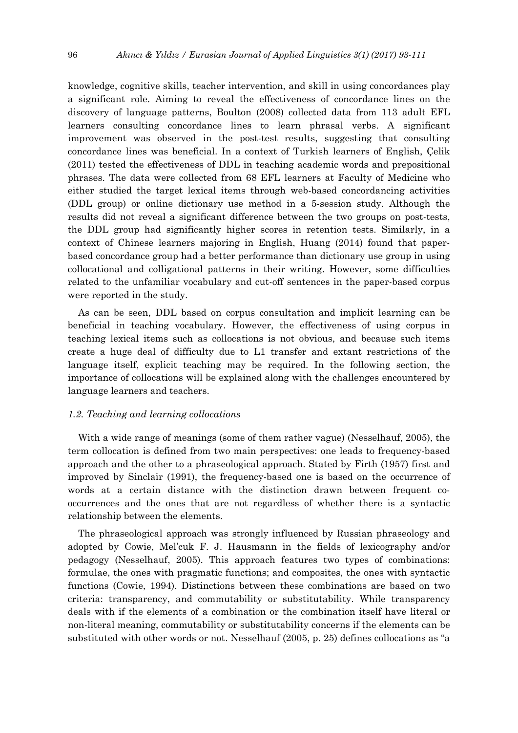knowledge, cognitive skills, teacher intervention, and skill in using concordances play a significant role. Aiming to reveal the effectiveness of concordance lines on the discovery of language patterns, Boulton (2008) collected data from 113 adult EFL learners consulting concordance lines to learn phrasal verbs. A significant improvement was observed in the post-test results, suggesting that consulting concordance lines was beneficial. In a context of Turkish learners of English, Çelik (2011) tested the effectiveness of DDL in teaching academic words and prepositional phrases. The data were collected from 68 EFL learners at Faculty of Medicine who either studied the target lexical items through web-based concordancing activities (DDL group) or online dictionary use method in a 5-session study. Although the results did not reveal a significant difference between the two groups on post-tests, the DDL group had significantly higher scores in retention tests. Similarly, in a context of Chinese learners majoring in English, Huang (2014) found that paper-based concordance group had a better performance than dictionary use group in using collocational and colligational patterns in their writing. However, some difficulties related to the unfamiliar vocabulary and cut-off sentences in the paper-based corpus were reported in the study.

As can be seen, DDL based on corpus consultation and implicit learning can be beneficial in teaching vocabulary. However, the effectiveness of using corpus in teaching lexical items such as collocations is not obvious, and because such items create a huge deal of difficulty due to L1 transfer and extant restrictions of the language itself, explicit teaching may be required. In the following section, the importance of collocations will be explained along with the challenges encountered by language learners and teachers.

### *1.2. Teaching and learning collocations*

With a wide range of meanings (some of them rather vague) (Nesselhauf, 2005), the term collocation is defined from two main perspectives: one leads to frequency-based approach and the other to a phraseological approach. Stated by Firth (1957) first and improved by Sinclair (1991), the frequency-based one is based on the occurrence of words at a certain distance with the distinction drawn between frequent co-occurrences and the ones that are not regardless of whether there is a syntactic relationship between the elements.

The phraseological approach was strongly influenced by Russian phraseology and adopted by Cowie, Mel'cuk F. J. Hausmann in the fields of lexicography and/or pedagogy (Nesselhauf, 2005). This approach features two types of combinations: formulae, the ones with pragmatic functions; and composites, the ones with syntactic functions (Cowie, 1994). Distinctions between these combinations are based on two criteria: transparency, and commutability or substitutability. While transparency deals with if the elements of a combination or the combination itself have literal or non-literal meaning, commutability or substitutability concerns if the elements can be substituted with other words or not. Nesselhauf (2005, p. 25) defines collocations as "a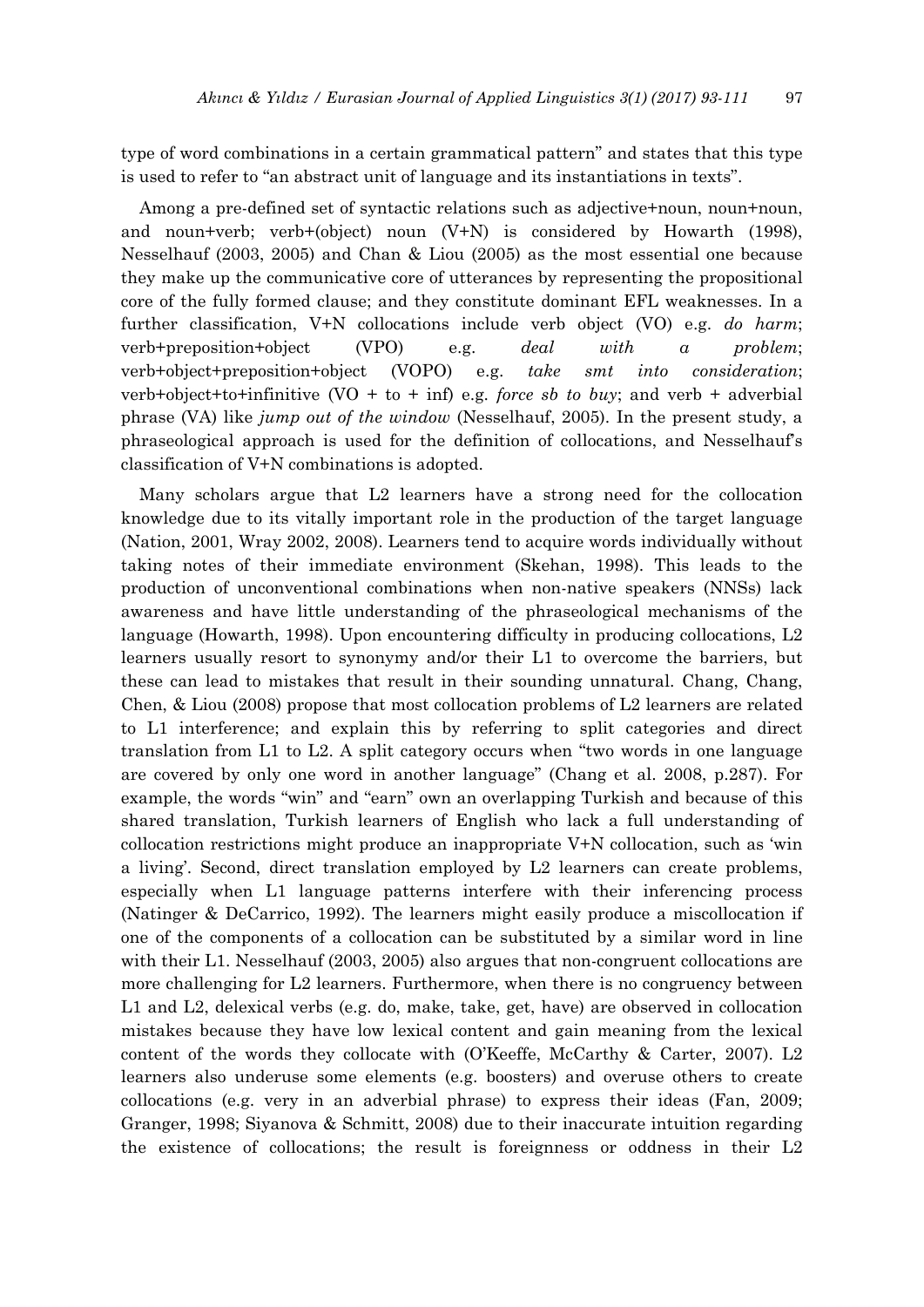type of word combinations in a certain grammatical pattern" and states that this type is used to refer to "an abstract unit of language and its instantiations in texts".

Among a pre-defined set of syntactic relations such as adjective+noun, noun+noun, and noun+verb; verb+(object) noun (V+N) is considered by Howarth (1998), Nesselhauf (2003, 2005) and Chan & Liou (2005) as the most essential one because they make up the communicative core of utterances by representing the propositional core of the fully formed clause; and they constitute dominant EFL weaknesses. In a further classification, V+N collocations include verb object (VO) e.g. *do harm*; verb+preposition+object (VPO) e.g. *deal with a problem*; verb+object+preposition+object (VOPO) e.g. *take smt into consideration*; verb+object+to+infinitive (VO + to + inf) e.g. *force sb to buy*; and verb + adverbial phrase (VA) like *jump out of the window* (Nesselhauf, 2005). In the present study, a phraseological approach is used for the definition of collocations, and Nesselhauf's classification of V+N combinations is adopted.

Many scholars argue that L2 learners have a strong need for the collocation knowledge due to its vitally important role in the production of the target language (Nation, 2001, Wray 2002, 2008). Learners tend to acquire words individually without taking notes of their immediate environment (Skehan, 1998). This leads to the production of unconventional combinations when non-native speakers (NNSs) lack awareness and have little understanding of the phraseological mechanisms of the language (Howarth, 1998). Upon encountering difficulty in producing collocations, L2 learners usually resort to synonymy and/or their L1 to overcome the barriers, but these can lead to mistakes that result in their sounding unnatural. Chang, Chang, Chen, & Liou (2008) propose that most collocation problems of L2 learners are related to L1 interference; and explain this by referring to split categories and direct translation from L1 to L2. A split category occurs when "two words in one language are covered by only one word in another language" (Chang et al. 2008, p.287). For example, the words "win" and "earn" own an overlapping Turkish and because of this shared translation, Turkish learners of English who lack a full understanding of collocation restrictions might produce an inappropriate V+N collocation, such as 'win a living'. Second, direct translation employed by L2 learners can create problems, especially when L1 language patterns interfere with their inferencing process (Natinger & DeCarrico, 1992). The learners might easily produce a miscollocation if one of the components of a collocation can be substituted by a similar word in line with their L1. Nesselhauf (2003, 2005) also argues that non-congruent collocations are more challenging for L2 learners. Furthermore, when there is no congruency between L1 and L2, delexical verbs (e.g. do, make, take, get, have) are observed in collocation mistakes because they have low lexical content and gain meaning from the lexical content of the words they collocate with (O'Keeffe, McCarthy & Carter, 2007). L2 learners also underuse some elements (e.g. boosters) and overuse others to create collocations (e.g. very in an adverbial phrase) to express their ideas (Fan, 2009; Granger, 1998; Siyanova & Schmitt, 2008) due to their inaccurate intuition regarding the existence of collocations; the result is foreignness or oddness in their L2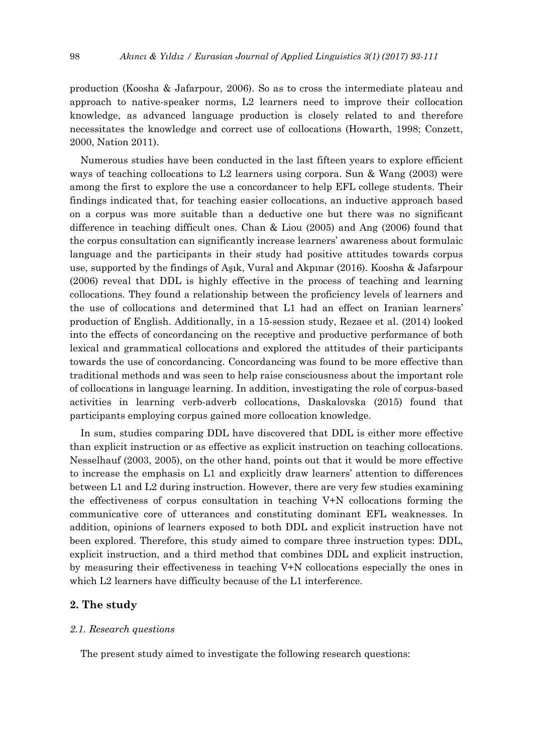production (Koosha & Jafarpour, 2006). So as to cross the intermediate plateau and approach to native-speaker norms, L2 learners need to improve their collocation knowledge, as advanced language production is closely related to and therefore necessitates the knowledge and correct use of collocations (Howarth, 1998; Conzett, 2000, Nation 2011).

Numerous studies have been conducted in the last fifteen years to explore efficient ways of teaching collocations to L2 learners using corpora. Sun & Wang (2003) were among the first to explore the use a concordancer to help EFL college students. Their findings indicated that, for teaching easier collocations, an inductive approach based on a corpus was more suitable than a deductive one but there was no significant difference in teaching difficult ones. Chan & Liou (2005) and Ang (2006) found that the corpus consultation can significantly increase learners' awareness about formulaic language and the participants in their study had positive attitudes towards corpus use, supported by the findings of Aşık, Vural and Akpınar (2016). Koosha & Jafarpour (2006) reveal that DDL is highly effective in the process of teaching and learning collocations. They found a relationship between the proficiency levels of learners and the use of collocations and determined that L1 had an effect on Iranian learners' production of English. Additionally, in a 15-session study, Rezaee et al. (2014) looked into the effects of concordancing on the receptive and productive performance of both lexical and grammatical collocations and explored the attitudes of their participants towards the use of concordancing. Concordancing was found to be more effective than traditional methods and was seen to help raise consciousness about the important role of collocations in language learning. In addition, investigating the role of corpus-based activities in learning verb-adverb collocations, Daskalovska (2015) found that participants employing corpus gained more collocation knowledge.

In sum, studies comparing DDL have discovered that DDL is either more effective than explicit instruction or as effective as explicit instruction on teaching collocations. Nesselhauf (2003, 2005), on the other hand, points out that it would be more effective to increase the emphasis on L1 and explicitly draw learners' attention to differences between L1 and L2 during instruction. However, there are very few studies examining the effectiveness of corpus consultation in teaching V+N collocations forming the communicative core of utterances and constituting dominant EFL weaknesses. In addition, opinions of learners exposed to both DDL and explicit instruction have not been explored. Therefore, this study aimed to compare three instruction types: DDL, explicit instruction, and a third method that combines DDL and explicit instruction, by measuring their effectiveness in teaching V+N collocations especially the ones in which L2 learners have difficulty because of the L1 interference.

## 2. The study

### *2.1. Research questions*

The present study aimed to investigate the following research questions: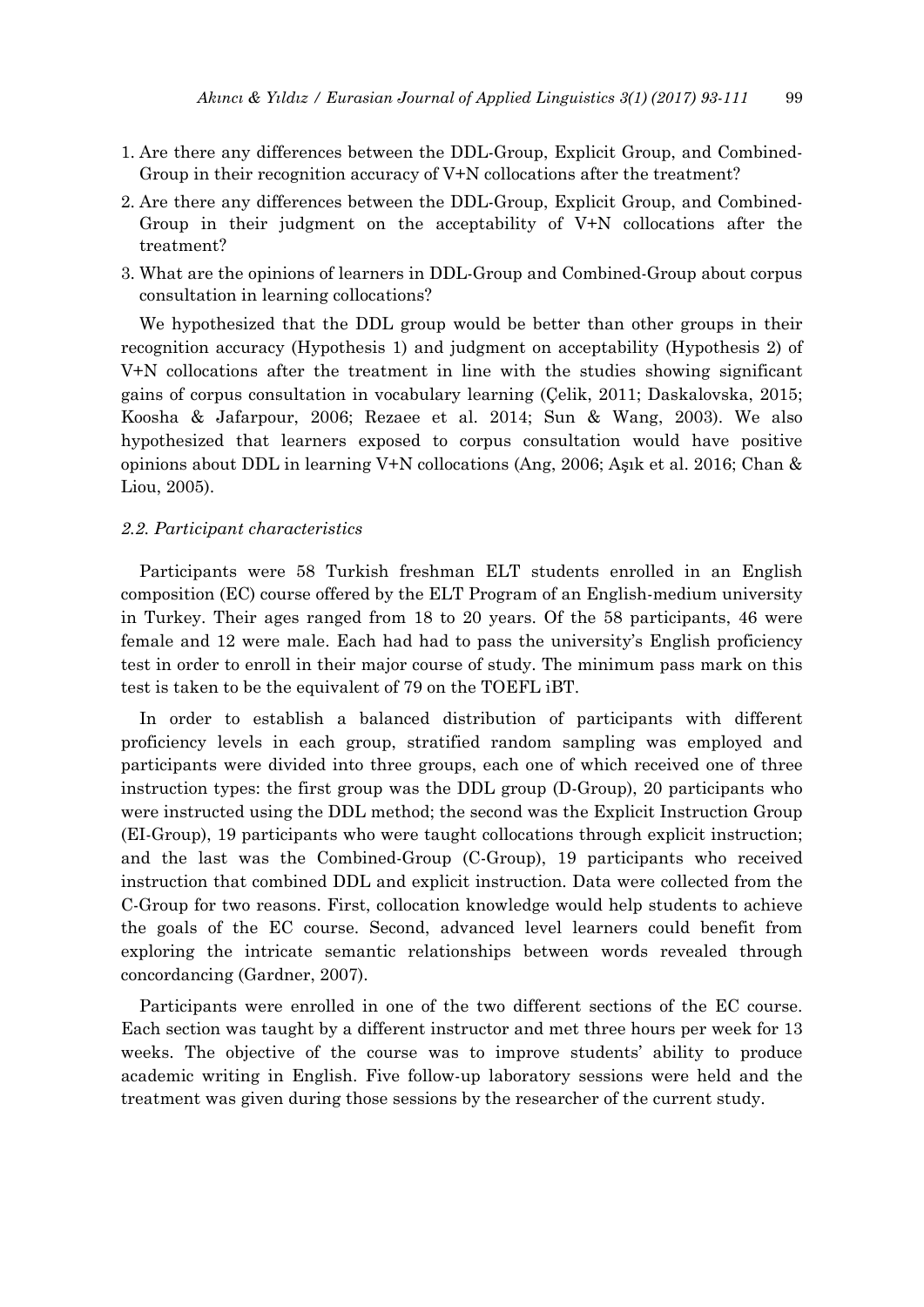1. Are there any differences between the DDL-Group, Explicit Group, and Combined-Group in their recognition accuracy of V+N collocations after the treatment?
2. Are there any differences between the DDL-Group, Explicit Group, and Combined-Group in their judgment on the acceptability of V+N collocations after the treatment?
3. What are the opinions of learners in DDL-Group and Combined-Group about corpus consultation in learning collocations?

We hypothesized that the DDL group would be better than other groups in their recognition accuracy (Hypothesis 1) and judgment on acceptability (Hypothesis 2) of V+N collocations after the treatment in line with the studies showing significant gains of corpus consultation in vocabulary learning (Çelik, 2011; Daskalovska, 2015; Koosha & Jafarpour, 2006; Rezaee et al. 2014; Sun & Wang, 2003). We also hypothesized that learners exposed to corpus consultation would have positive opinions about DDL in learning V+N collocations (Ang, 2006; Aşık et al. 2016; Chan & Liou, 2005).

### *2.2. Participant characteristics*

Participants were 58 Turkish freshman ELT students enrolled in an English composition (EC) course offered by the ELT Program of an English-medium university in Turkey. Their ages ranged from 18 to 20 years. Of the 58 participants, 46 were female and 12 were male. Each had had to pass the university's English proficiency test in order to enroll in their major course of study. The minimum pass mark on this test is taken to be the equivalent of 79 on the TOEFL iBT.

In order to establish a balanced distribution of participants with different proficiency levels in each group, stratified random sampling was employed and participants were divided into three groups, each one of which received one of three instruction types: the first group was the DDL group (D-Group), 20 participants who were instructed using the DDL method; the second was the Explicit Instruction Group (EI-Group), 19 participants who were taught collocations through explicit instruction; and the last was the Combined-Group (C-Group), 19 participants who received instruction that combined DDL and explicit instruction. Data were collected from the C-Group for two reasons. First, collocation knowledge would help students to achieve the goals of the EC course. Second, advanced level learners could benefit from exploring the intricate semantic relationships between words revealed through concordancing (Gardner, 2007).

Participants were enrolled in one of the two different sections of the EC course. Each section was taught by a different instructor and met three hours per week for 13 weeks. The objective of the course was to improve students' ability to produce academic writing in English. Five follow-up laboratory sessions were held and the treatment was given during those sessions by the researcher of the current study.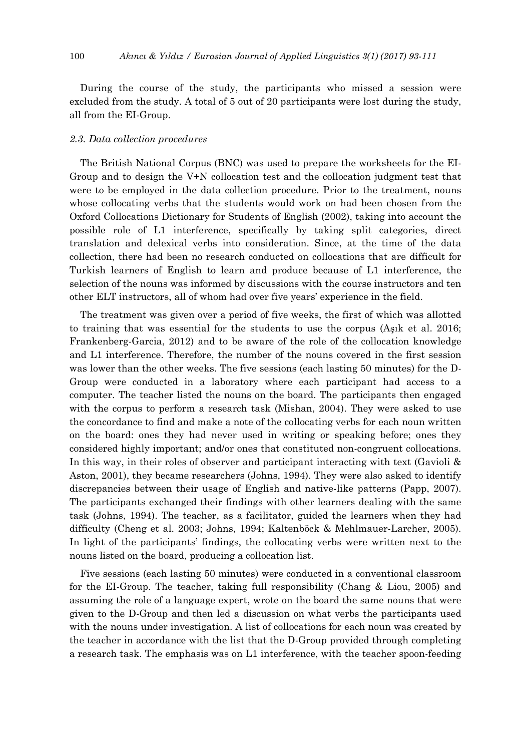During the course of the study, the participants who missed a session were excluded from the study. A total of 5 out of 20 participants were lost during the study, all from the EI-Group.

### *2.3. Data collection procedures*

The British National Corpus (BNC) was used to prepare the worksheets for the EI-Group and to design the V+N collocation test and the collocation judgment test that were to be employed in the data collection procedure. Prior to the treatment, nouns whose collocating verbs that the students would work on had been chosen from the Oxford Collocations Dictionary for Students of English (2002), taking into account the possible role of L1 interference, specifically by taking split categories, direct translation and delexical verbs into consideration. Since, at the time of the data collection, there had been no research conducted on collocations that are difficult for Turkish learners of English to learn and produce because of L1 interference, the selection of the nouns was informed by discussions with the course instructors and ten other ELT instructors, all of whom had over five years' experience in the field.

The treatment was given over a period of five weeks, the first of which was allotted to training that was essential for the students to use the corpus (Aşık et al. 2016; Frankenberg-Garcia, 2012) and to be aware of the role of the collocation knowledge and L1 interference. Therefore, the number of the nouns covered in the first session was lower than the other weeks. The five sessions (each lasting 50 minutes) for the D-Group were conducted in a laboratory where each participant had access to a computer. The teacher listed the nouns on the board. The participants then engaged with the corpus to perform a research task (Mishan, 2004). They were asked to use the concordance to find and make a note of the collocating verbs for each noun written on the board: ones they had never used in writing or speaking before; ones they considered highly important; and/or ones that constituted non-congruent collocations. In this way, in their roles of observer and participant interacting with text (Gavioli & Aston, 2001), they became researchers (Johns, 1994). They were also asked to identify discrepancies between their usage of English and native-like patterns (Papp, 2007). The participants exchanged their findings with other learners dealing with the same task (Johns, 1994). The teacher, as a facilitator, guided the learners when they had difficulty (Cheng et al. 2003; Johns, 1994; Kaltenböck & Mehlmauer-Larcher, 2005). In light of the participants' findings, the collocating verbs were written next to the nouns listed on the board, producing a collocation list.

Five sessions (each lasting 50 minutes) were conducted in a conventional classroom for the EI-Group. The teacher, taking full responsibility (Chang & Liou, 2005) and assuming the role of a language expert, wrote on the board the same nouns that were given to the D-Group and then led a discussion on what verbs the participants used with the nouns under investigation. A list of collocations for each noun was created by the teacher in accordance with the list that the D-Group provided through completing a research task. The emphasis was on L1 interference, with the teacher spoon-feeding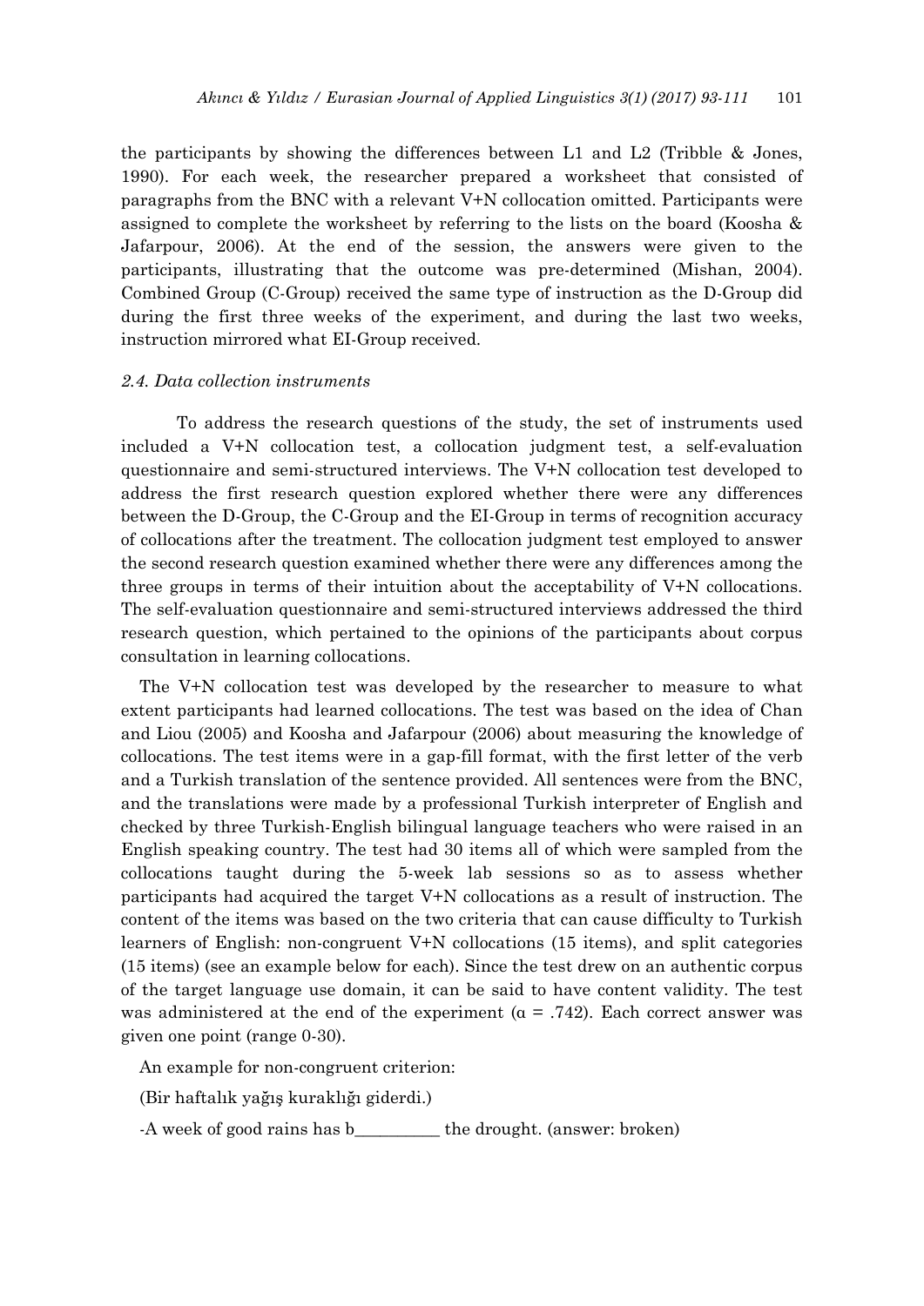the participants by showing the differences between L1 and L2 (Tribble & Jones, 1990). For each week, the researcher prepared a worksheet that consisted of paragraphs from the BNC with a relevant V+N collocation omitted. Participants were assigned to complete the worksheet by referring to the lists on the board (Koosha & Jafarpour, 2006). At the end of the session, the answers were given to the participants, illustrating that the outcome was pre-determined (Mishan, 2004). Combined Group (C-Group) received the same type of instruction as the D-Group did during the first three weeks of the experiment, and during the last two weeks, instruction mirrored what EI-Group received.

### *2.4. Data collection instruments*

To address the research questions of the study, the set of instruments used included a V+N collocation test, a collocation judgment test, a self-evaluation questionnaire and semi-structured interviews. The V+N collocation test developed to address the first research question explored whether there were any differences between the D-Group, the C-Group and the EI-Group in terms of recognition accuracy of collocations after the treatment. The collocation judgment test employed to answer the second research question examined whether there were any differences among the three groups in terms of their intuition about the acceptability of V+N collocations. The self-evaluation questionnaire and semi-structured interviews addressed the third research question, which pertained to the opinions of the participants about corpus consultation in learning collocations.

The V+N collocation test was developed by the researcher to measure to what extent participants had learned collocations. The test was based on the idea of Chan and Liou (2005) and Koosha and Jafarpour (2006) about measuring the knowledge of collocations. The test items were in a gap-fill format, with the first letter of the verb and a Turkish translation of the sentence provided. All sentences were from the BNC, and the translations were made by a professional Turkish interpreter of English and checked by three Turkish-English bilingual language teachers who were raised in an English speaking country. The test had 30 items all of which were sampled from the collocations taught during the 5-week lab sessions so as to assess whether participants had acquired the target V+N collocations as a result of instruction. The content of the items was based on the two criteria that can cause difficulty to Turkish learners of English: non-congruent V+N collocations (15 items), and split categories (15 items) (see an example below for each). Since the test drew on an authentic corpus of the target language use domain, it can be said to have content validity. The test was administered at the end of the experiment ($\alpha$ = .742). Each correct answer was given one point (range 0-30).

An example for non-congruent criterion:

(Bir haftalık yağış kuraklığı giderdi.)

-A week of good rains has b__________ the drought. (answer: broken)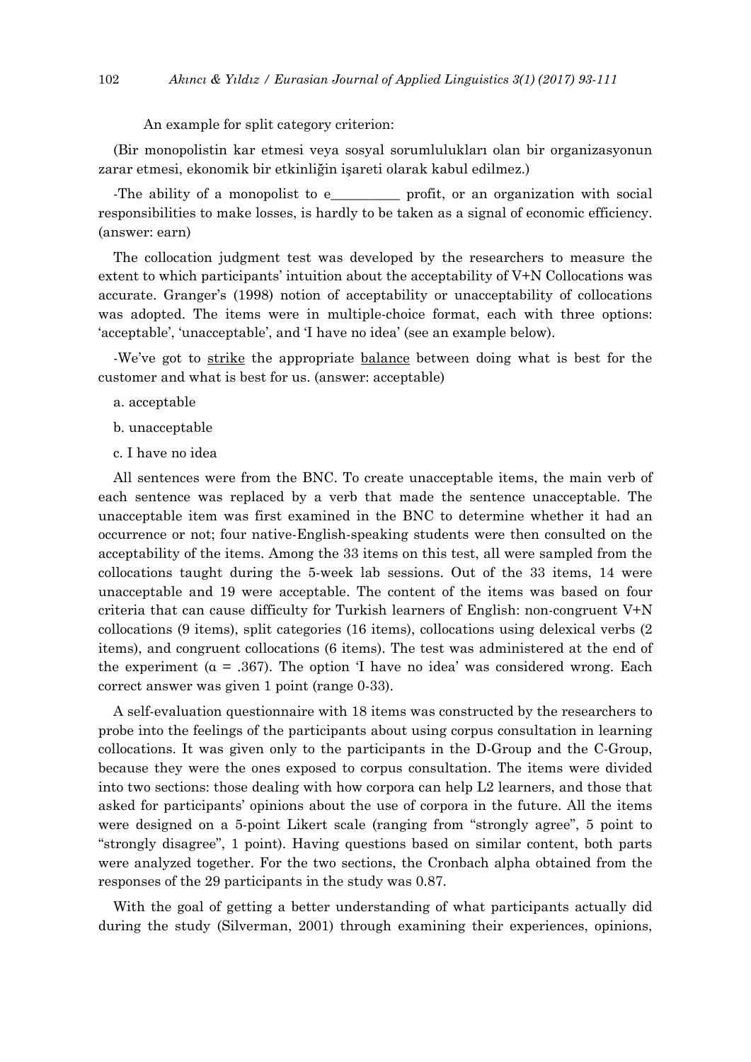An example for split category criterion:

(Bir monopolistin kar etmesi veya sosyal sorumlulukları olan bir organizasyonun zarar etmesi, ekonomik bir etkinliğin işareti olarak kabul edilmez.)

-The ability of a monopolist to e__________ profit, or an organization with social responsibilities to make losses, is hardly to be taken as a signal of economic efficiency. (answer: earn)

The collocation judgment test was developed by the researchers to measure the extent to which participants' intuition about the acceptability of V+N Collocations was accurate. Granger's (1998) notion of acceptability or unacceptability of collocations was adopted. The items were in multiple-choice format, each with three options: 'acceptable', 'unacceptable', and 'I have no idea' (see an example below).

-We've got to <u>strike</u> the appropriate <u>balance</u> between doing what is best for the customer and what is best for us. (answer: acceptable)

a. acceptable

b. unacceptable

c. I have no idea

All sentences were from the BNC. To create unacceptable items, the main verb of each sentence was replaced by a verb that made the sentence unacceptable. The unacceptable item was first examined in the BNC to determine whether it had an occurrence or not; four native-English-speaking students were then consulted on the acceptability of the items. Among the 33 items on this test, all were sampled from the collocations taught during the 5-week lab sessions. Out of the 33 items, 14 were unacceptable and 19 were acceptable. The content of the items was based on four criteria that can cause difficulty for Turkish learners of English: non-congruent V+N collocations (9 items), split categories (16 items), collocations using delexical verbs (2 items), and congruent collocations (6 items). The test was administered at the end of the experiment ($\alpha = .367$). The option 'I have no idea' was considered wrong. Each correct answer was given 1 point (range 0-33).

A self-evaluation questionnaire with 18 items was constructed by the researchers to probe into the feelings of the participants about using corpus consultation in learning collocations. It was given only to the participants in the D-Group and the C-Group, because they were the ones exposed to corpus consultation. The items were divided into two sections: those dealing with how corpora can help L2 learners, and those that asked for participants' opinions about the use of corpora in the future. All the items were designed on a 5-point Likert scale (ranging from "strongly agree", 5 point to "strongly disagree", 1 point). Having questions based on similar content, both parts were analyzed together. For the two sections, the Cronbach alpha obtained from the responses of the 29 participants in the study was 0.87.

With the goal of getting a better understanding of what participants actually did during the study (Silverman, 2001) through examining their experiences, opinions,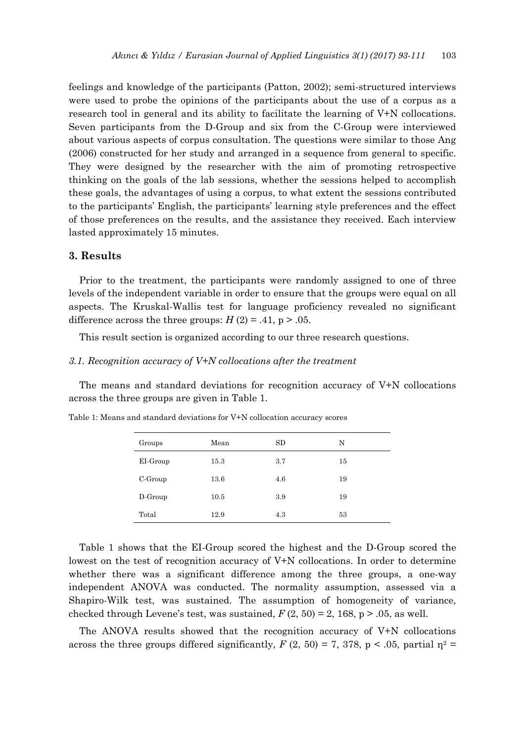feelings and knowledge of the participants (Patton, 2002); semi-structured interviews were used to probe the opinions of the participants about the use of a corpus as a research tool in general and its ability to facilitate the learning of V+N collocations. Seven participants from the D-Group and six from the C-Group were interviewed about various aspects of corpus consultation. The questions were similar to those Ang (2006) constructed for her study and arranged in a sequence from general to specific. They were designed by the researcher with the aim of promoting retrospective thinking on the goals of the lab sessions, whether the sessions helped to accomplish these goals, the advantages of using a corpus, to what extent the sessions contributed to the participants' English, the participants' learning style preferences and the effect of those preferences on the results, and the assistance they received. Each interview lasted approximately 15 minutes.

## 3. Results

Prior to the treatment, the participants were randomly assigned to one of three levels of the independent variable in order to ensure that the groups were equal on all aspects. The Kruskal-Wallis test for language proficiency revealed no significant difference across the three groups: $H$ (2) = .41, p > .05.

This result section is organized according to our three research questions.

### *3.1. Recognition accuracy of V+N collocations after the treatment*

The means and standard deviations for recognition accuracy of V+N collocations across the three groups are given in Table 1.

Table 1: Means and standard deviations for V+N collocation accuracy scores

| Groups | Mean | SD | N |
|---|---|---|---|
| EI-Group | 15.3 | 3.7 | 15 |
| C-Group | 13.6 | 4.6 | 19 |
| D-Group | 10.5 | 3.9 | 19 |
| Total | 12.9 | 4.3 | 53 |

Table 1 shows that the EI-Group scored the highest and the D-Group scored the lowest on the test of recognition accuracy of V+N collocations. In order to determine whether there was a significant difference among the three groups, a one-way independent ANOVA was conducted. The normality assumption, assessed via a Shapiro-Wilk test, was sustained. The assumption of homogeneity of variance, checked through Levene's test, was sustained, $F$ (2, 50) = 2, 168, p > .05, as well.

The ANOVA results showed that the recognition accuracy of V+N collocations across the three groups differed significantly, $F$ (2, 50) = 7, 378, p < .05, partial $\eta^2$ =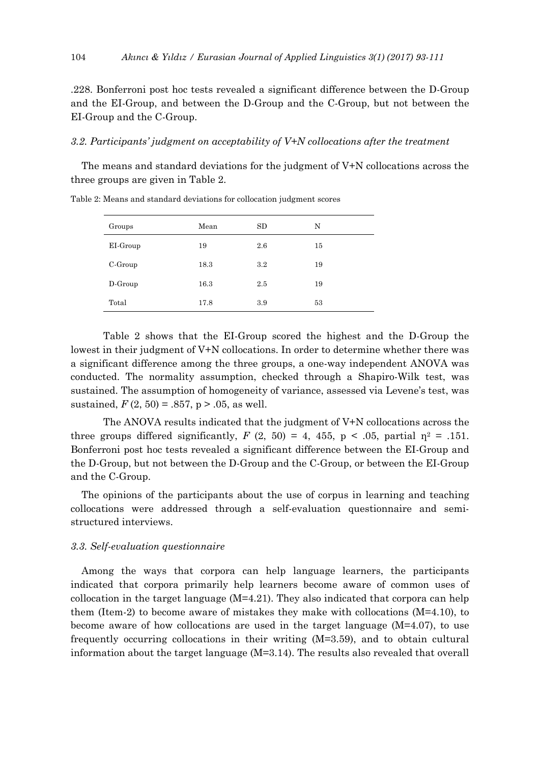.228. Bonferroni post hoc tests revealed a significant difference between the D-Group and the EI-Group, and between the D-Group and the C-Group, but not between the EI-Group and the C-Group.

### *3.2. Participants' judgment on acceptability of V+N collocations after the treatment*

The means and standard deviations for the judgment of V+N collocations across the three groups are given in Table 2.

Table 2: Means and standard deviations for collocation judgment scores

| Groups | Mean | SD | N |
|---|---|---|---|
| EI-Group | 19 | 2.6 | 15 |
| C-Group | 18.3 | 3.2 | 19 |
| D-Group | 16.3 | 2.5 | 19 |
| Total | 17.8 | 3.9 | 53 |

Table 2 shows that the EI-Group scored the highest and the D-Group the lowest in their judgment of V+N collocations. In order to determine whether there was a significant difference among the three groups, a one-way independent ANOVA was conducted. The normality assumption, checked through a Shapiro-Wilk test, was sustained. The assumption of homogeneity of variance, assessed via Levene's test, was sustained, $F\,(2, 50) = .857$, $p > .05$, as well.

The ANOVA results indicated that the judgment of V+N collocations across the three groups differed significantly, $F$ (2, 50) = 4, 455, $p < .05$, partial $\eta^2 = .151$. Bonferroni post hoc tests revealed a significant difference between the EI-Group and the D-Group, but not between the D-Group and the C-Group, or between the EI-Group and the C-Group.

The opinions of the participants about the use of corpus in learning and teaching collocations were addressed through a self-evaluation questionnaire and semi-structured interviews.

### *3.3. Self-evaluation questionnaire*

Among the ways that corpora can help language learners, the participants indicated that corpora primarily help learners become aware of common uses of collocation in the target language (M=4.21). They also indicated that corpora can help them (Item-2) to become aware of mistakes they make with collocations (M=4.10), to become aware of how collocations are used in the target language (M=4.07), to use frequently occurring collocations in their writing (M=3.59), and to obtain cultural information about the target language (M=3.14). The results also revealed that overall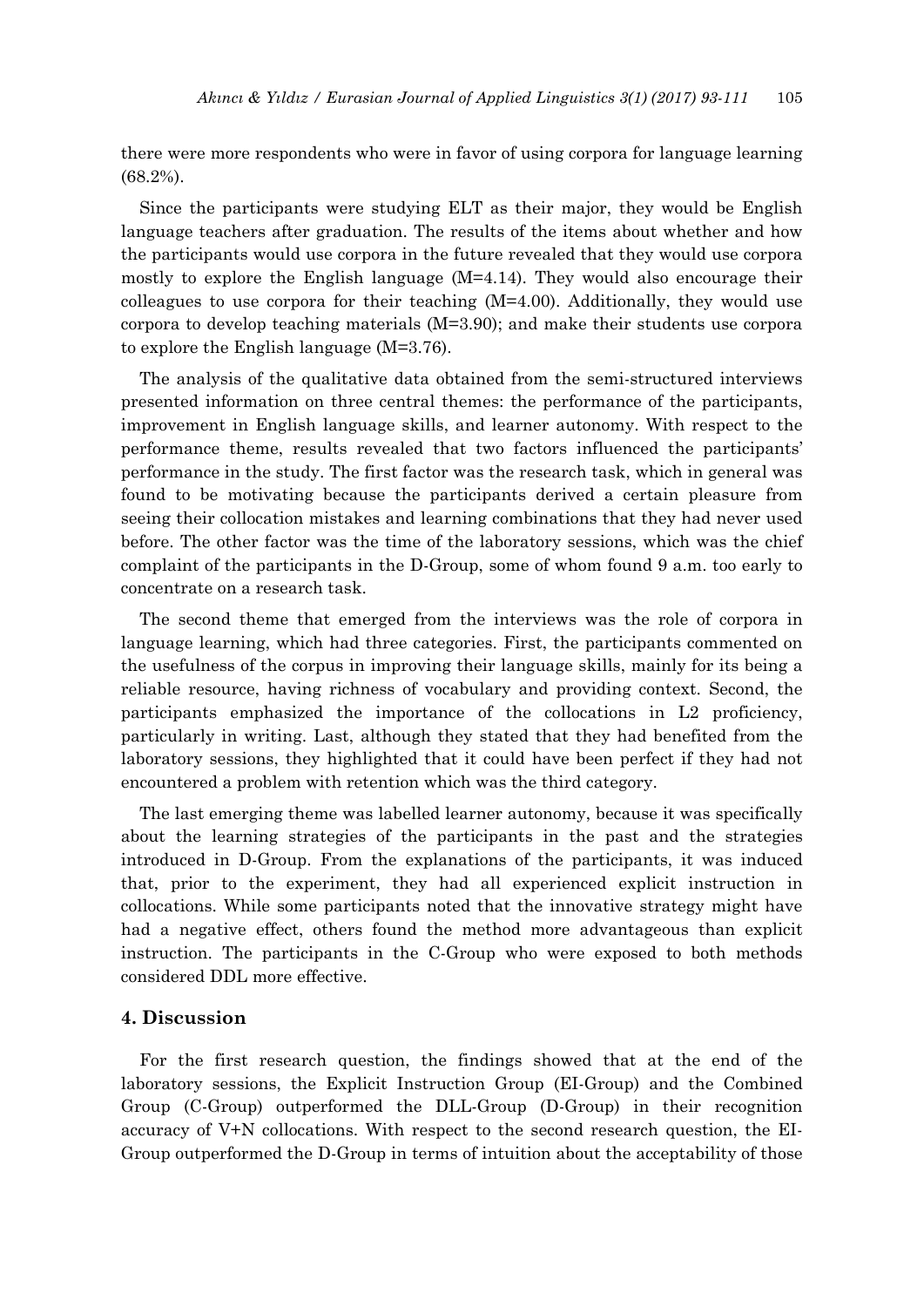there were more respondents who were in favor of using corpora for language learning (68.2%).

Since the participants were studying ELT as their major, they would be English language teachers after graduation. The results of the items about whether and how the participants would use corpora in the future revealed that they would use corpora mostly to explore the English language (M=4.14). They would also encourage their colleagues to use corpora for their teaching (M=4.00). Additionally, they would use corpora to develop teaching materials (M=3.90); and make their students use corpora to explore the English language (M=3.76).

The analysis of the qualitative data obtained from the semi-structured interviews presented information on three central themes: the performance of the participants, improvement in English language skills, and learner autonomy. With respect to the performance theme, results revealed that two factors influenced the participants' performance in the study. The first factor was the research task, which in general was found to be motivating because the participants derived a certain pleasure from seeing their collocation mistakes and learning combinations that they had never used before. The other factor was the time of the laboratory sessions, which was the chief complaint of the participants in the D-Group, some of whom found 9 a.m. too early to concentrate on a research task.

The second theme that emerged from the interviews was the role of corpora in language learning, which had three categories. First, the participants commented on the usefulness of the corpus in improving their language skills, mainly for its being a reliable resource, having richness of vocabulary and providing context. Second, the participants emphasized the importance of the collocations in L2 proficiency, particularly in writing. Last, although they stated that they had benefited from the laboratory sessions, they highlighted that it could have been perfect if they had not encountered a problem with retention which was the third category.

The last emerging theme was labelled learner autonomy, because it was specifically about the learning strategies of the participants in the past and the strategies introduced in D-Group. From the explanations of the participants, it was induced that, prior to the experiment, they had all experienced explicit instruction in collocations. While some participants noted that the innovative strategy might have had a negative effect, others found the method more advantageous than explicit instruction. The participants in the C-Group who were exposed to both methods considered DDL more effective.

## 4. Discussion

For the first research question, the findings showed that at the end of the laboratory sessions, the Explicit Instruction Group (EI-Group) and the Combined Group (C-Group) outperformed the DLL-Group (D-Group) in their recognition accuracy of V+N collocations. With respect to the second research question, the EI-Group outperformed the D-Group in terms of intuition about the acceptability of those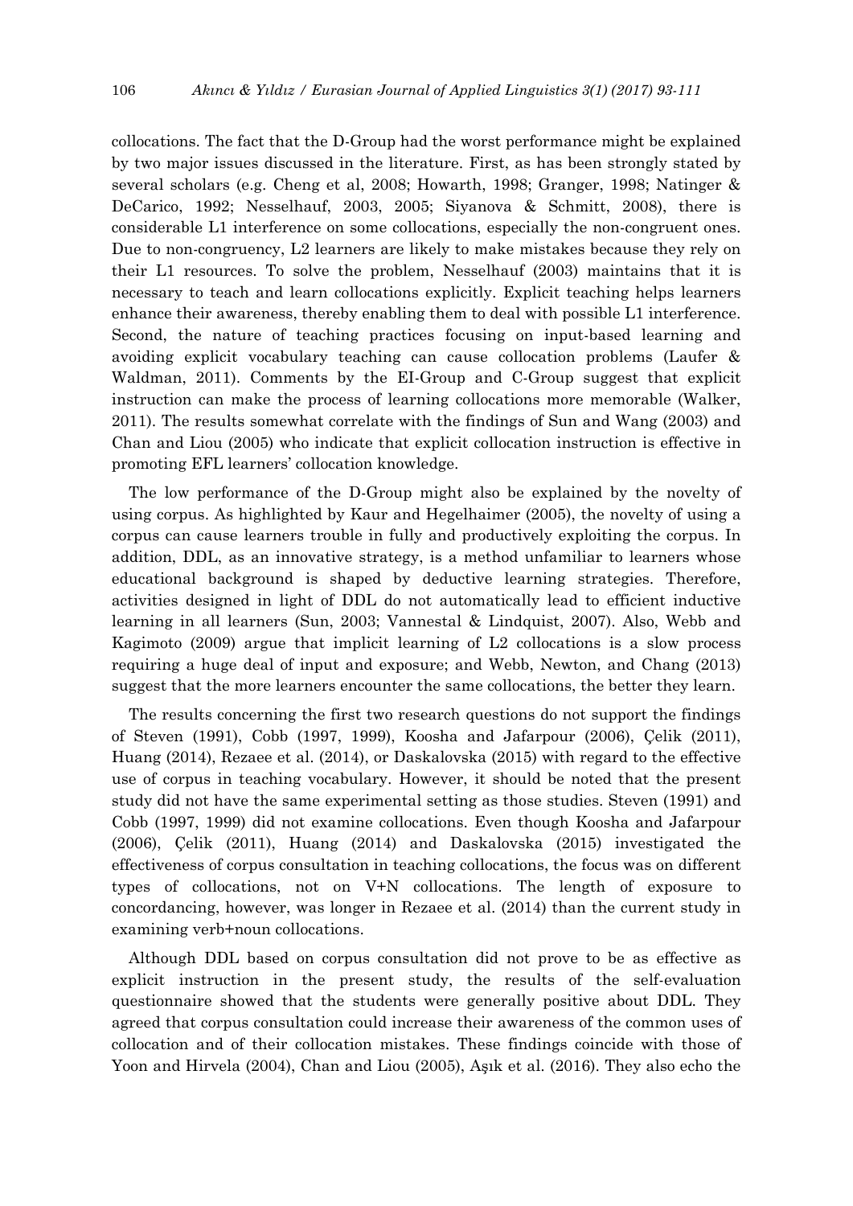collocations. The fact that the D-Group had the worst performance might be explained by two major issues discussed in the literature. First, as has been strongly stated by several scholars (e.g. Cheng et al, 2008; Howarth, 1998; Granger, 1998; Natinger & DeCarico, 1992; Nesselhauf, 2003, 2005; Siyanova & Schmitt, 2008), there is considerable L1 interference on some collocations, especially the non-congruent ones. Due to non-congruency, L2 learners are likely to make mistakes because they rely on their L1 resources. To solve the problem, Nesselhauf (2003) maintains that it is necessary to teach and learn collocations explicitly. Explicit teaching helps learners enhance their awareness, thereby enabling them to deal with possible L1 interference. Second, the nature of teaching practices focusing on input-based learning and avoiding explicit vocabulary teaching can cause collocation problems (Laufer & Waldman, 2011). Comments by the EI-Group and C-Group suggest that explicit instruction can make the process of learning collocations more memorable (Walker, 2011). The results somewhat correlate with the findings of Sun and Wang (2003) and Chan and Liou (2005) who indicate that explicit collocation instruction is effective in promoting EFL learners' collocation knowledge.

The low performance of the D-Group might also be explained by the novelty of using corpus. As highlighted by Kaur and Hegelhaimer (2005), the novelty of using a corpus can cause learners trouble in fully and productively exploiting the corpus. In addition, DDL, as an innovative strategy, is a method unfamiliar to learners whose educational background is shaped by deductive learning strategies. Therefore, activities designed in light of DDL do not automatically lead to efficient inductive learning in all learners (Sun, 2003; Vannestal & Lindquist, 2007). Also, Webb and Kagimoto (2009) argue that implicit learning of L2 collocations is a slow process requiring a huge deal of input and exposure; and Webb, Newton, and Chang (2013) suggest that the more learners encounter the same collocations, the better they learn.

The results concerning the first two research questions do not support the findings of Steven (1991), Cobb (1997, 1999), Koosha and Jafarpour (2006), Çelik (2011), Huang (2014), Rezaee et al. (2014), or Daskalovska (2015) with regard to the effective use of corpus in teaching vocabulary. However, it should be noted that the present study did not have the same experimental setting as those studies. Steven (1991) and Cobb (1997, 1999) did not examine collocations. Even though Koosha and Jafarpour (2006), Çelik (2011), Huang (2014) and Daskalovska (2015) investigated the effectiveness of corpus consultation in teaching collocations, the focus was on different types of collocations, not on V+N collocations. The length of exposure to concordancing, however, was longer in Rezaee et al. (2014) than the current study in examining verb+noun collocations.

Although DDL based on corpus consultation did not prove to be as effective as explicit instruction in the present study, the results of the self-evaluation questionnaire showed that the students were generally positive about DDL. They agreed that corpus consultation could increase their awareness of the common uses of collocation and of their collocation mistakes. These findings coincide with those of Yoon and Hirvela (2004), Chan and Liou (2005), Aşık et al. (2016). They also echo the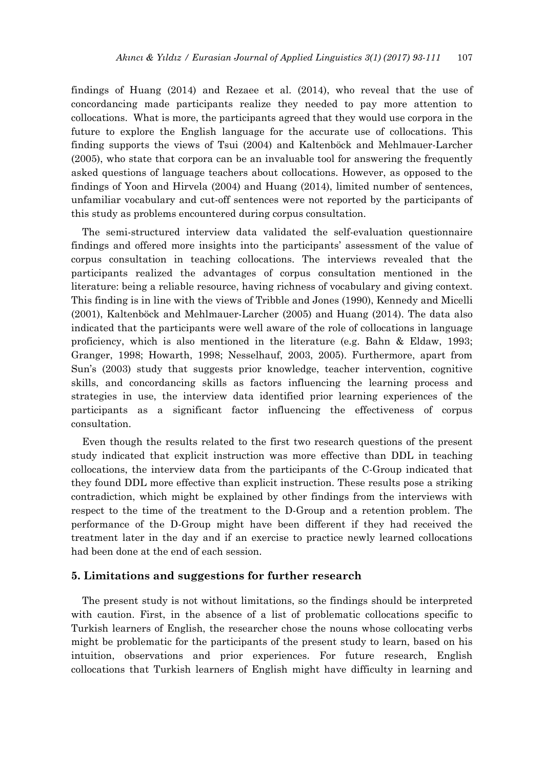findings of Huang (2014) and Rezaee et al. (2014), who reveal that the use of concordancing made participants realize they needed to pay more attention to collocations. What is more, the participants agreed that they would use corpora in the future to explore the English language for the accurate use of collocations. This finding supports the views of Tsui (2004) and Kaltenböck and Mehlmauer-Larcher (2005), who state that corpora can be an invaluable tool for answering the frequently asked questions of language teachers about collocations. However, as opposed to the findings of Yoon and Hirvela (2004) and Huang (2014), limited number of sentences, unfamiliar vocabulary and cut-off sentences were not reported by the participants of this study as problems encountered during corpus consultation.

The semi-structured interview data validated the self-evaluation questionnaire findings and offered more insights into the participants' assessment of the value of corpus consultation in teaching collocations. The interviews revealed that the participants realized the advantages of corpus consultation mentioned in the literature: being a reliable resource, having richness of vocabulary and giving context. This finding is in line with the views of Tribble and Jones (1990), Kennedy and Micelli (2001), Kaltenböck and Mehlmauer-Larcher (2005) and Huang (2014). The data also indicated that the participants were well aware of the role of collocations in language proficiency, which is also mentioned in the literature (e.g. Bahn & Eldaw, 1993; Granger, 1998; Howarth, 1998; Nesselhauf, 2003, 2005). Furthermore, apart from Sun's (2003) study that suggests prior knowledge, teacher intervention, cognitive skills, and concordancing skills as factors influencing the learning process and strategies in use, the interview data identified prior learning experiences of the participants as a significant factor influencing the effectiveness of corpus consultation.

Even though the results related to the first two research questions of the present study indicated that explicit instruction was more effective than DDL in teaching collocations, the interview data from the participants of the C-Group indicated that they found DDL more effective than explicit instruction. These results pose a striking contradiction, which might be explained by other findings from the interviews with respect to the time of the treatment to the D-Group and a retention problem. The performance of the D-Group might have been different if they had received the treatment later in the day and if an exercise to practice newly learned collocations had been done at the end of each session.

## 5. Limitations and suggestions for further research

The present study is not without limitations, so the findings should be interpreted with caution. First, in the absence of a list of problematic collocations specific to Turkish learners of English, the researcher chose the nouns whose collocating verbs might be problematic for the participants of the present study to learn, based on his intuition, observations and prior experiences. For future research, English collocations that Turkish learners of English might have difficulty in learning and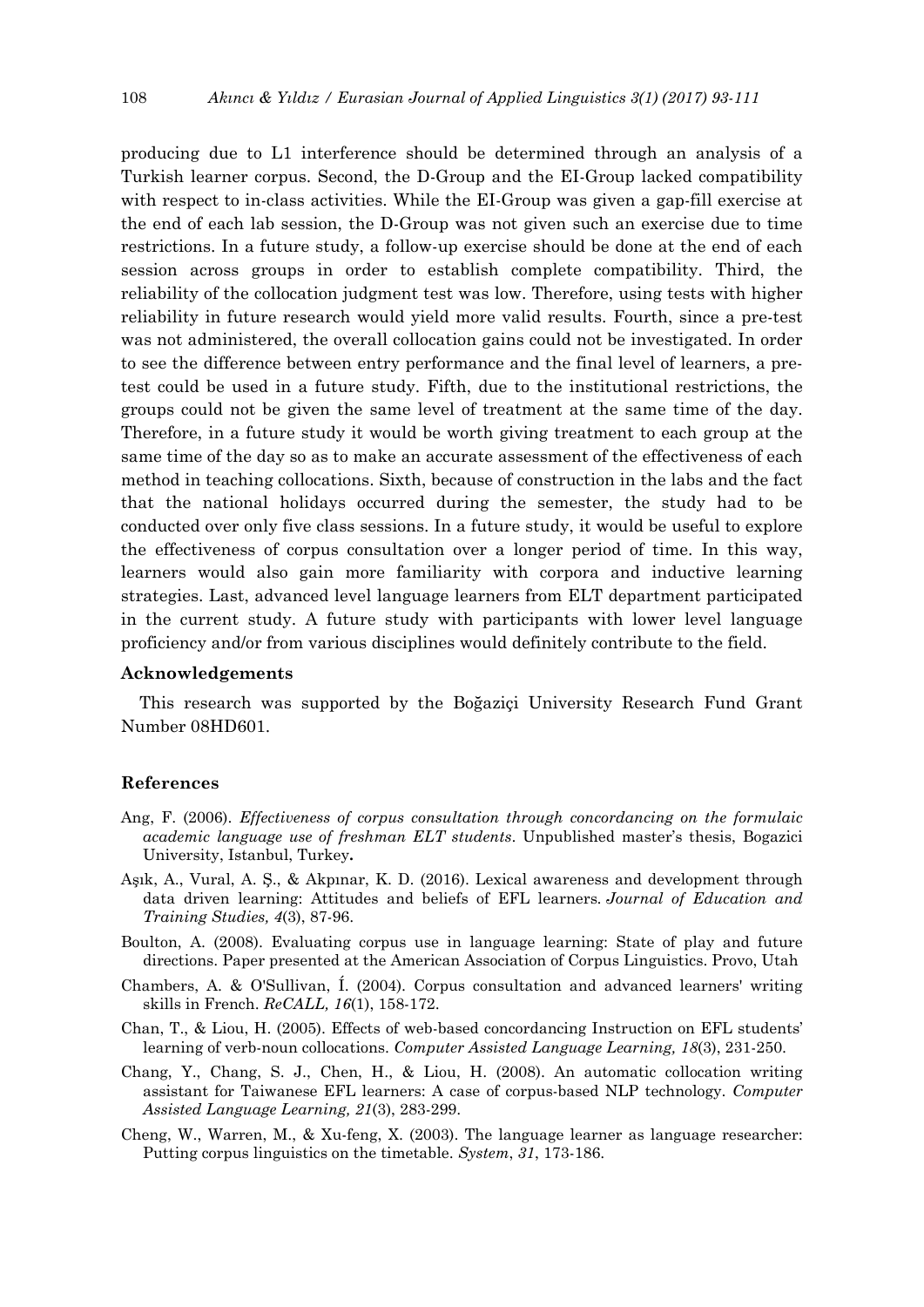producing due to L1 interference should be determined through an analysis of a Turkish learner corpus. Second, the D-Group and the EI-Group lacked compatibility with respect to in-class activities. While the EI-Group was given a gap-fill exercise at the end of each lab session, the D-Group was not given such an exercise due to time restrictions. In a future study, a follow-up exercise should be done at the end of each session across groups in order to establish complete compatibility. Third, the reliability of the collocation judgment test was low. Therefore, using tests with higher reliability in future research would yield more valid results. Fourth, since a pre-test was not administered, the overall collocation gains could not be investigated. In order to see the difference between entry performance and the final level of learners, a pre-test could be used in a future study. Fifth, due to the institutional restrictions, the groups could not be given the same level of treatment at the same time of the day. Therefore, in a future study it would be worth giving treatment to each group at the same time of the day so as to make an accurate assessment of the effectiveness of each method in teaching collocations. Sixth, because of construction in the labs and the fact that the national holidays occurred during the semester, the study had to be conducted over only five class sessions. In a future study, it would be useful to explore the effectiveness of corpus consultation over a longer period of time. In this way, learners would also gain more familiarity with corpora and inductive learning strategies. Last, advanced level language learners from ELT department participated in the current study. A future study with participants with lower level language proficiency and/or from various disciplines would definitely contribute to the field.

## Acknowledgements

This research was supported by the Boğaziçi University Research Fund Grant Number 08HD601.

## References

Ang, F. (2006). *Effectiveness of corpus consultation through concordancing on the formulaic academic language use of freshman ELT students*. Unpublished master's thesis, Bogazici University, Istanbul, Turkey**.**

Aşık, A., Vural, A. Ş., & Akpınar, K. D. (2016). Lexical awareness and development through data driven learning: Attitudes and beliefs of EFL learners. *Journal of Education and Training Studies, 4*(3), 87-96.

Boulton, A. (2008). Evaluating corpus use in language learning: State of play and future directions. Paper presented at the American Association of Corpus Linguistics. Provo, Utah

Chambers, A. & O'Sullivan, Í. (2004). Corpus consultation and advanced learners' writing skills in French. *ReCALL, 16*(1), 158-172.

Chan, T., & Liou, H. (2005). Effects of web-based concordancing Instruction on EFL students' learning of verb-noun collocations. *Computer Assisted Language Learning, 18*(3), 231-250.

Chang, Y., Chang, S. J., Chen, H., & Liou, H. (2008). An automatic collocation writing assistant for Taiwanese EFL learners: A case of corpus-based NLP technology. *Computer Assisted Language Learning, 21*(3), 283-299.

Cheng, W., Warren, M., & Xu-feng, X. (2003). The language learner as language researcher: Putting corpus linguistics on the timetable. *System*, *31*, 173-186.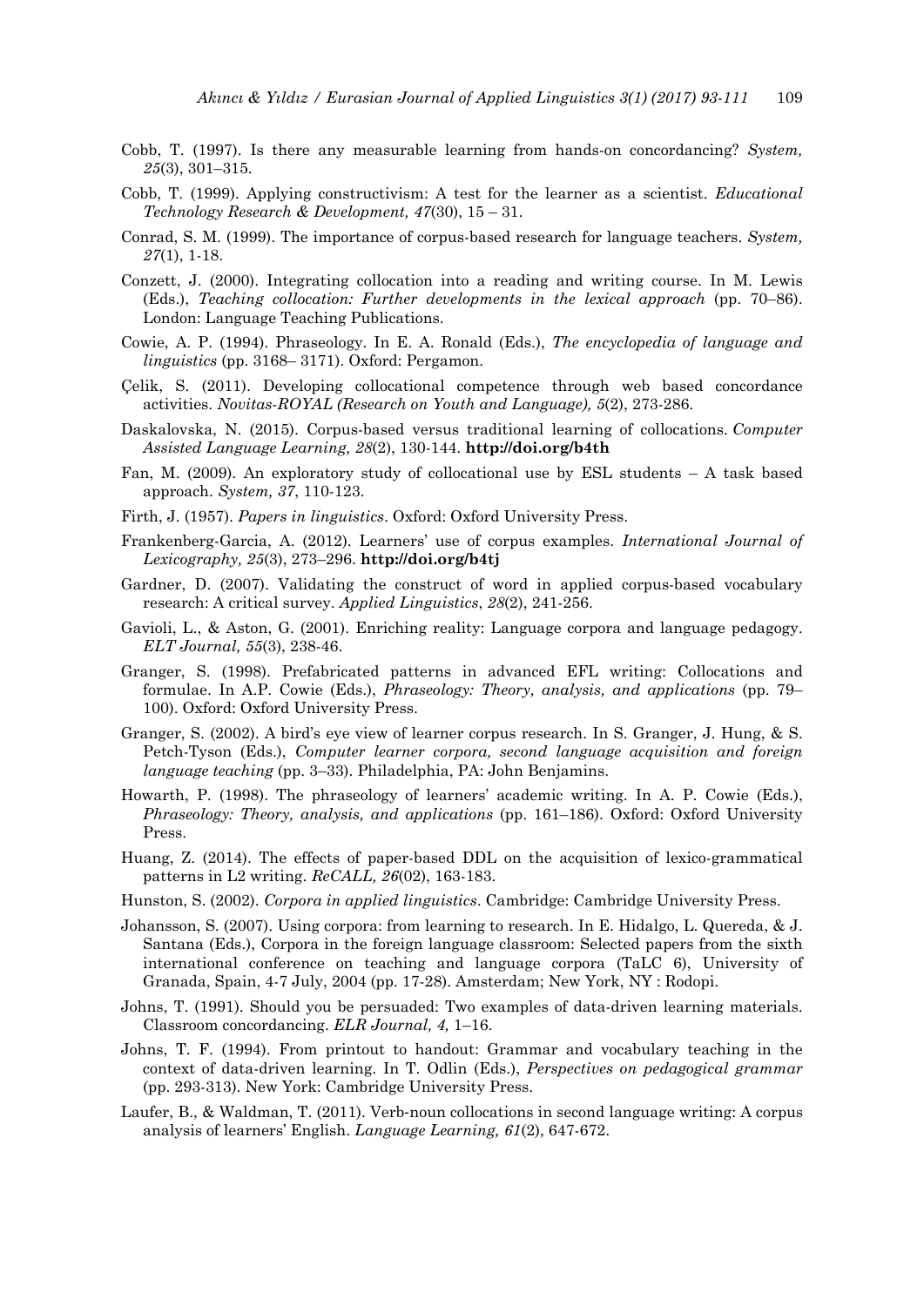Cobb, T. (1997). Is there any measurable learning from hands-on concordancing? *System, 25*(3), 301–315.

Cobb, T. (1999). Applying constructivism: A test for the learner as a scientist. *Educational Technology Research & Development, 47*(30), 15 – 31.

Conrad, S. M. (1999). The importance of corpus-based research for language teachers. *System, 27*(1), 1-18.

Conzett, J. (2000). Integrating collocation into a reading and writing course. In M. Lewis (Eds.), *Teaching collocation: Further developments in the lexical approach* (pp. 70–86). London: Language Teaching Publications.

Cowie, A. P. (1994). Phraseology. In E. A. Ronald (Eds.), *The encyclopedia of language and linguistics* (pp. 3168– 3171). Oxford: Pergamon.

Çelik, S. (2011). Developing collocational competence through web based concordance activities. *Novitas-ROYAL (Research on Youth and Language), 5*(2), 273-286.

Daskalovska, N. (2015). Corpus-based versus traditional learning of collocations. *Computer Assisted Language Learning, 28*(2), 130-144. **http://doi.org/b4th**

Fan, M. (2009). An exploratory study of collocational use by ESL students – A task based approach. *System, 37*, 110-123.

Firth, J. (1957). *Papers in linguistics*. Oxford: Oxford University Press.

Frankenberg-Garcia, A. (2012). Learners' use of corpus examples. *International Journal of Lexicography, 25*(3), 273–296. **http://doi.org/b4tj**

Gardner, D. (2007). Validating the construct of word in applied corpus-based vocabulary research: A critical survey. *Applied Linguistics*, *28*(2), 241-256.

Gavioli, L., & Aston, G. (2001). Enriching reality: Language corpora and language pedagogy. *ELT Journal, 55*(3), 238-46.

Granger, S. (1998). Prefabricated patterns in advanced EFL writing: Collocations and formulae. In A.P. Cowie (Eds.), *Phraseology: Theory, analysis, and applications* (pp. 79–100). Oxford: Oxford University Press.

Granger, S. (2002). A bird's eye view of learner corpus research. In S. Granger, J. Hung, & S. Petch-Tyson (Eds.), *Computer learner corpora, second language acquisition and foreign language teaching* (pp. 3–33). Philadelphia, PA: John Benjamins.

Howarth, P. (1998). The phraseology of learners' academic writing. In A. P. Cowie (Eds.), *Phraseology: Theory, analysis, and applications* (pp. 161–186). Oxford: Oxford University Press.

Huang, Z. (2014). The effects of paper-based DDL on the acquisition of lexico-grammatical patterns in L2 writing. *ReCALL, 26*(02), 163-183.

Hunston, S. (2002). *Corpora in applied linguistics*. Cambridge: Cambridge University Press.

Johansson, S. (2007). Using corpora: from learning to research. In E. Hidalgo, L. Quereda, & J. Santana (Eds.), Corpora in the foreign language classroom: Selected papers from the sixth international conference on teaching and language corpora (TaLC 6), University of Granada, Spain, 4-7 July, 2004 (pp. 17-28). Amsterdam; New York, NY : Rodopi.

Johns, T. (1991). Should you be persuaded: Two examples of data-driven learning materials. Classroom concordancing. *ELR Journal, 4,* 1–16.

Johns, T. F. (1994). From printout to handout: Grammar and vocabulary teaching in the context of data-driven learning. In T. Odlin (Eds.), *Perspectives on pedagogical grammar* (pp. 293-313). New York: Cambridge University Press.

Laufer, B., & Waldman, T. (2011). Verb-noun collocations in second language writing: A corpus analysis of learners' English. *Language Learning, 61*(2), 647-672.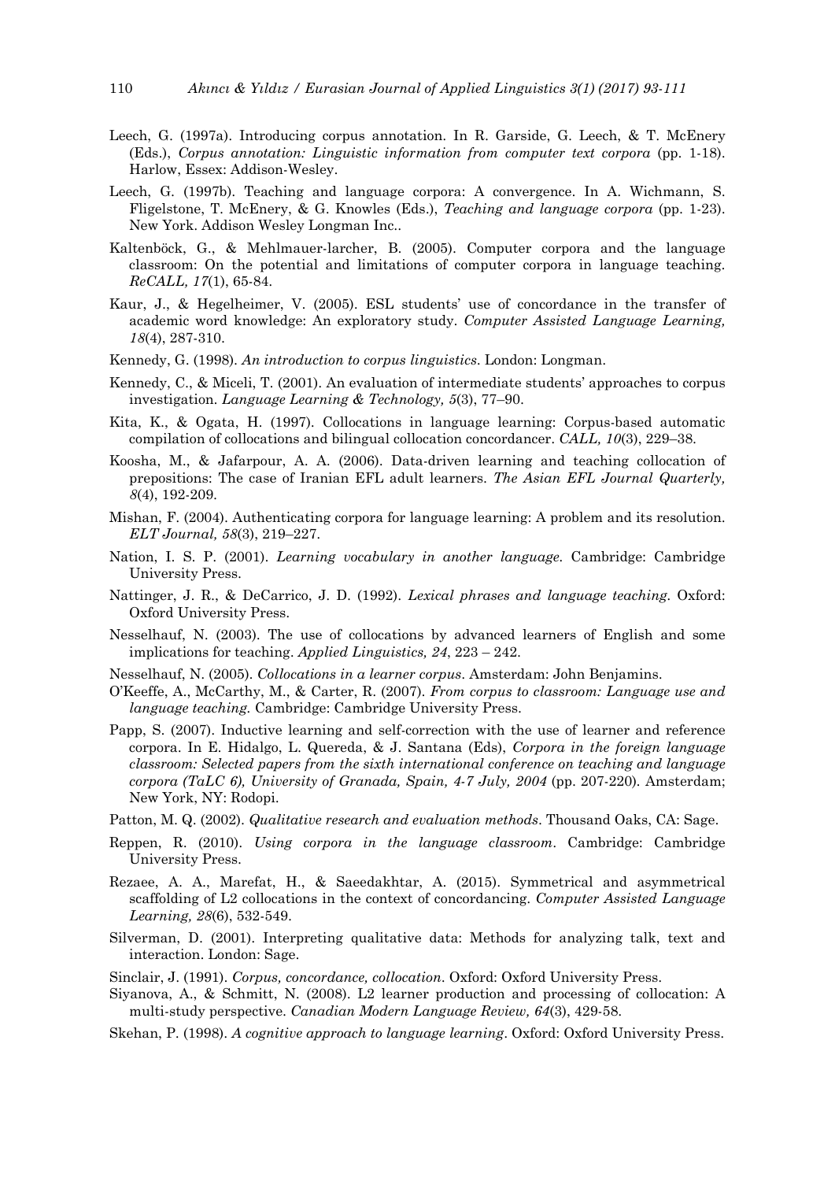Leech, G. (1997a). Introducing corpus annotation. In R. Garside, G. Leech, & T. McEnery (Eds.), *Corpus annotation: Linguistic information from computer text corpora* (pp. 1-18). Harlow, Essex: Addison-Wesley.

Leech, G. (1997b). Teaching and language corpora: A convergence. In A. Wichmann, S. Fligelstone, T. McEnery, & G. Knowles (Eds.), *Teaching and language corpora* (pp. 1-23). New York. Addison Wesley Longman Inc..

Kaltenböck, G., & Mehlmauer-larcher, B. (2005). Computer corpora and the language classroom: On the potential and limitations of computer corpora in language teaching. *ReCALL, 17*(1), 65-84.

Kaur, J., & Hegelheimer, V. (2005). ESL students' use of concordance in the transfer of academic word knowledge: An exploratory study. *Computer Assisted Language Learning, 18*(4), 287-310.

Kennedy, G. (1998). *An introduction to corpus linguistics*. London: Longman.

Kennedy, C., & Miceli, T. (2001). An evaluation of intermediate students' approaches to corpus investigation. *Language Learning & Technology, 5*(3), 77–90.

Kita, K., & Ogata, H. (1997). Collocations in language learning: Corpus-based automatic compilation of collocations and bilingual collocation concordancer. *CALL, 10*(3), 229–38.

Koosha, M., & Jafarpour, A. A. (2006). Data-driven learning and teaching collocation of prepositions: The case of Iranian EFL adult learners. *The Asian EFL Journal Quarterly, 8*(4), 192-209.

Mishan, F. (2004). Authenticating corpora for language learning: A problem and its resolution. *ELT Journal, 58*(3), 219–227.

Nation, I. S. P. (2001). *Learning vocabulary in another language.* Cambridge: Cambridge University Press.

Nattinger, J. R., & DeCarrico, J. D. (1992). *Lexical phrases and language teaching.* Oxford: Oxford University Press.

Nesselhauf, N. (2003). The use of collocations by advanced learners of English and some implications for teaching. *Applied Linguistics, 24*, 223 – 242.

Nesselhauf, N. (2005). *Collocations in a learner corpus*. Amsterdam: John Benjamins.

O'Keeffe, A., McCarthy, M., & Carter, R. (2007). *From corpus to classroom: Language use and language teaching.* Cambridge: Cambridge University Press.

Papp, S. (2007). Inductive learning and self-correction with the use of learner and reference corpora. In E. Hidalgo, L. Quereda, & J. Santana (Eds), *Corpora in the foreign language classroom: Selected papers from the sixth international conference on teaching and language corpora (TaLC 6), University of Granada, Spain, 4-7 July, 2004* (pp. 207-220). Amsterdam; New York, NY: Rodopi.

Patton, M. Q. (2002). *Qualitative research and evaluation methods*. Thousand Oaks, CA: Sage.

Reppen, R. (2010). *Using corpora in the language classroom*. Cambridge: Cambridge University Press.

Rezaee, A. A., Marefat, H., & Saeedakhtar, A. (2015). Symmetrical and asymmetrical scaffolding of L2 collocations in the context of concordancing. *Computer Assisted Language Learning, 28*(6), 532-549.

Silverman, D. (2001). Interpreting qualitative data: Methods for analyzing talk, text and interaction. London: Sage.

Sinclair, J. (1991). *Corpus, concordance, collocation*. Oxford: Oxford University Press.

Siyanova, A., & Schmitt, N. (2008). L2 learner production and processing of collocation: A multi-study perspective. *Canadian Modern Language Review, 64*(3), 429-58.

Skehan, P. (1998). *A cognitive approach to language learning*. Oxford: Oxford University Press.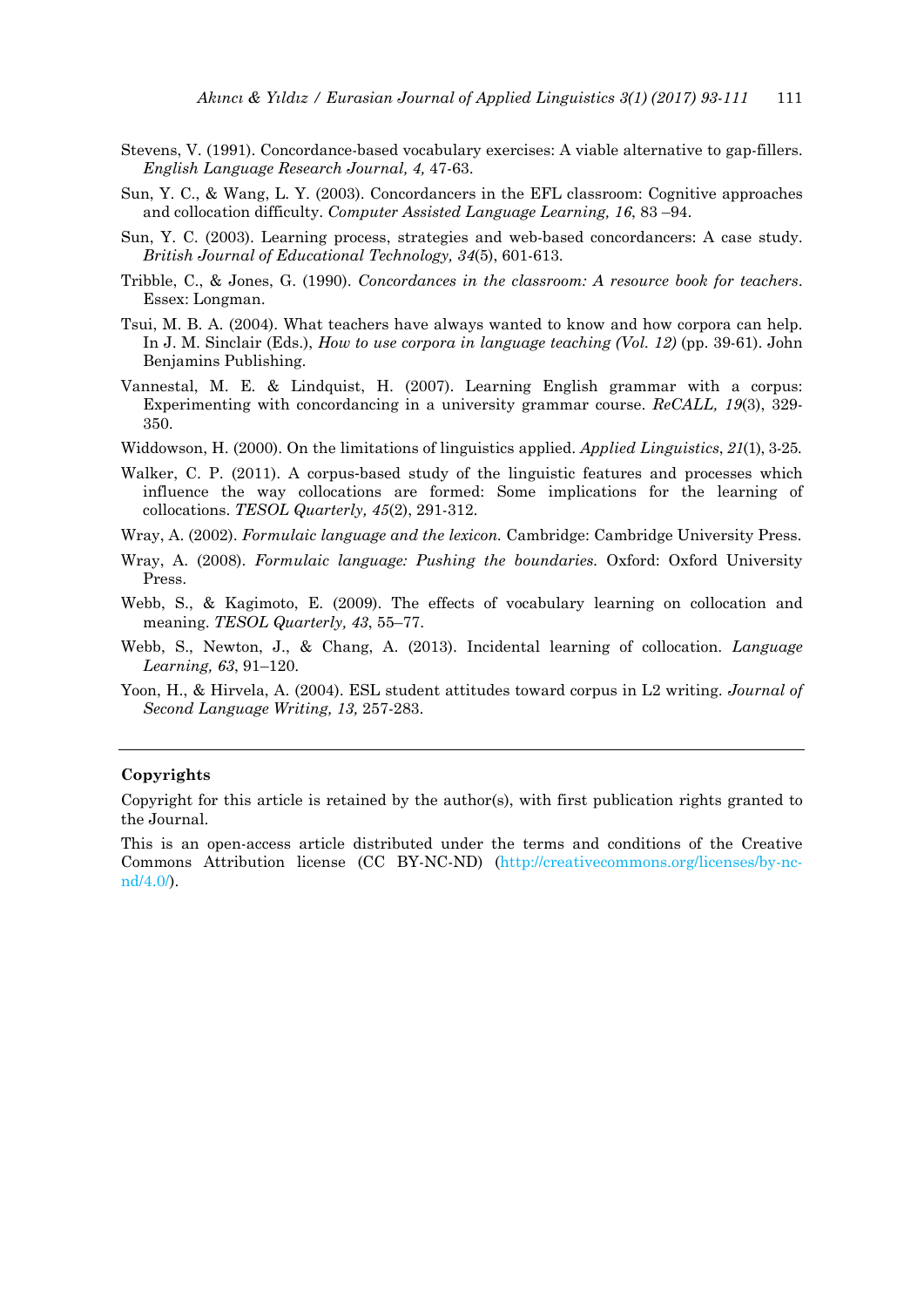Stevens, V. (1991). Concordance-based vocabulary exercises: A viable alternative to gap-fillers. *English Language Research Journal, 4,* 47-63.

Sun, Y. C., & Wang, L. Y. (2003). Concordancers in the EFL classroom: Cognitive approaches and collocation difficulty. *Computer Assisted Language Learning, 16*, 83 –94.

Sun, Y. C. (2003). Learning process, strategies and web-based concordancers: A case study. *British Journal of Educational Technology, 34*(5), 601-613.

Tribble, C., & Jones, G. (1990). *Concordances in the classroom: A resource book for teachers*. Essex: Longman.

Tsui, M. B. A. (2004). What teachers have always wanted to know and how corpora can help. In J. M. Sinclair (Eds.), *How to use corpora in language teaching (Vol. 12)* (pp. 39-61). John Benjamins Publishing.

Vannestal, M. E. & Lindquist, H. (2007). Learning English grammar with a corpus: Experimenting with concordancing in a university grammar course. *ReCALL, 19*(3), 329-350.

Widdowson, H. (2000). On the limitations of linguistics applied. *Applied Linguistics*, *21*(1), 3-25.

Walker, C. P. (2011). A corpus-based study of the linguistic features and processes which influence the way collocations are formed: Some implications for the learning of collocations. *TESOL Quarterly, 45*(2), 291-312.

Wray, A. (2002). *Formulaic language and the lexicon.* Cambridge: Cambridge University Press.

Wray, A. (2008). *Formulaic language: Pushing the boundaries.* Oxford: Oxford University Press.

Webb, S., & Kagimoto, E. (2009). The effects of vocabulary learning on collocation and meaning. *TESOL Quarterly, 43*, 55–77.

Webb, S., Newton, J., & Chang, A. (2013). Incidental learning of collocation. *Language Learning, 63*, 91–120.

Yoon, H., & Hirvela, A. (2004). ESL student attitudes toward corpus in L2 writing. *Journal of Second Language Writing, 13,* 257-283.

---

**Copyrights**

Copyright for this article is retained by the author(s), with first publication rights granted to the Journal.

This is an open-access article distributed under the terms and conditions of the Creative Commons Attribution license (CC BY-NC-ND) (http://creativecommons.org/licenses/by-nc-nd/4.0/).